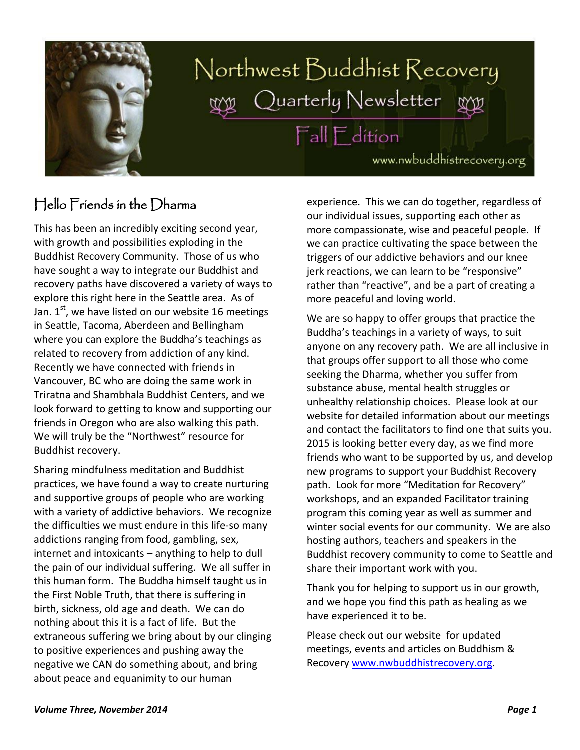# Northwest Buddhist Recovery

## Quarterly Newsletter

### Fall Edition

www.nwbuddhistrecovery.org

## Hello Friends in the Dharma

This has been an incredibly exciting second year, with growth and possibilities exploding in the Buddhist Recovery Community. Those of us who have sought a way to integrate our Buddhist and recovery paths have discovered a variety of ways to explore this right here in the Seattle area. As of Jan. 1st, we have listed on our website 16 meetings in Seattle, Tacoma, Aberdeen and Bellingham where you can explore the Buddha's teachings as related to recovery from addiction of any kind. Recently we have connected with friends in Vancouver, BC who are doing the same work in Triratna and Shambhala Buddhist Centers, and we look forward to getting to know and supporting our friends in Oregon who are also walking this path. We will truly be the "Northwest" resource for Buddhist recovery.

Sharing mindfulness meditation and Buddhist practices, we have found a way to create nurturing and supportive groups of people who are working with a variety of addictive behaviors. We recognize the difficulties we must endure in this life-so many addictions ranging from food, gambling, sex, internet and intoxicants – anything to help to dull the pain of our individual suffering. We all suffer in this human form. The Buddha himself taught us in the First Noble Truth, that there is suffering in birth, sickness, old age and death. We can do nothing about this it is a fact of life. But the extraneous suffering we bring about by our clinging to positive experiences and pushing away the negative we CAN do something about, and bring about peace and equanimity to our human experience. This we can do together, regardless of our individual issues, supporting each other as more compassionate, wise and peaceful people. If we can practice cultivating the space between the triggers of our addictive behaviors and our knee jerk reactions, we can learn to be "responsive" rather than "reactive", and be a part of creating a more peaceful and loving world.

We are so happy to offer groups that practice the Buddha's teachings in a variety of ways, to suit anyone on any recovery path. We are all inclusive in that groups offer support to all those who come seeking the Dharma, whether you suffer from substance abuse, mental health struggles or unhealthy relationship choices. Please look at our website for detailed information about our meetings and contact the facilitators to find one that suits you. 2015 is looking better every day, as we find more friends who want to be supported by us, and develop new programs to support your Buddhist Recovery path. Look for more "Meditation for Recovery" workshops, and an expanded Facilitator training program this coming year as well as summer and winter social events for our community. We are also hosting authors, teachers and speakers in the Buddhist recovery community to come to Seattle and share their important work with you.

Thank you for helping to support us in our growth, and we hope you find this path as healing as we have experienced it to be.

Please check out our website for updated meetings, events and articles on Buddhism & Recovery [www.nwbuddhistrecovery.org](http://www.nwbuddhistrecovery.org).

*Volume Three, November 2014*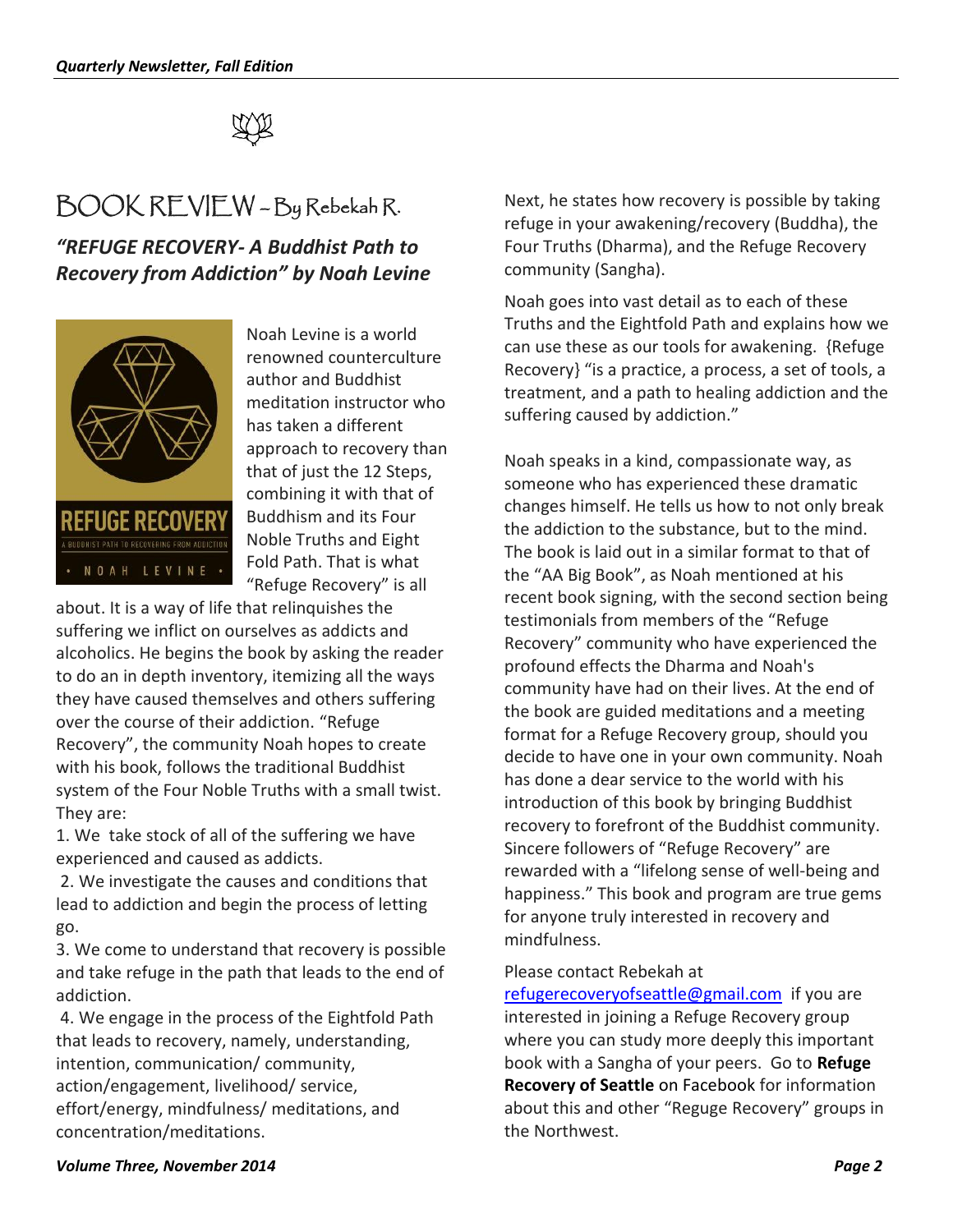# BOOK REVIEW – By Rebekah R.

## *"REFUGE RECOVERY- A Buddhist Path to Recovery from Addiction" by Noah Levine*

Noah Levine is a world renowned counterculture author and Buddhist meditation instructor who has taken a different approach to recovery than that of just the 12 Steps, combining it with that of Buddhism and its Four Noble Truths and Eight Fold Path. That is what "Refuge Recovery" is all about. It is a way of life that relinquishes the suffering we inflict on ourselves as addicts and alcoholics. He begins the book by asking the reader to do an in depth inventory, itemizing all the ways they have caused themselves and others suffering over the course of their addiction. "Refuge Recovery", the community Noah hopes to create with his book, follows the traditional Buddhist system of the Four Noble Truths with a small twist. They are:

1. We take stock of all of the suffering we have experienced and caused as addicts.
2. We investigate the causes and conditions that lead to addiction and begin the process of letting go.
3. We come to understand that recovery is possible and take refuge in the path that leads to the end of addiction.
4. We engage in the process of the Eightfold Path that leads to recovery, namely, understanding, intention, communication/ community, action/engagement, livelihood/ service, effort/energy, mindfulness/ meditations, and concentration/meditations.

Next, he states how recovery is possible by taking refuge in your awakening/recovery (Buddha), the Four Truths (Dharma), and the Refuge Recovery community (Sangha).

Noah goes into vast detail as to each of these Truths and the Eightfold Path and explains how we can use these as our tools for awakening. {Refuge Recovery} "is a practice, a process, a set of tools, a treatment, and a path to healing addiction and the suffering caused by addiction."

Noah speaks in a kind, compassionate way, as someone who has experienced these dramatic changes himself. He tells us how to not only break the addiction to the substance, but to the mind. The book is laid out in a similar format to that of the "AA Big Book", as Noah mentioned at his recent book signing, with the second section being testimonials from members of the "Refuge Recovery" community who have experienced the profound effects the Dharma and Noah's community have had on their lives. At the end of the book are guided meditations and a meeting format for a Refuge Recovery group, should you decide to have one in your own community. Noah has done a dear service to the world with his introduction of this book by bringing Buddhist recovery to forefront of the Buddhist community. Sincere followers of "Refuge Recovery" are rewarded with a "lifelong sense of well-being and happiness." This book and program are true gems for anyone truly interested in recovery and mindfulness.

Please contact Rebekah at refugerecoveryofseattle@gmail.com if you are interested in joining a Refuge Recovery group where you can study more deeply this important book with a Sangha of your peers. Go to **Refuge Recovery of Seattle** on Facebook for information about this and other "Reguge Recovery" groups in the Northwest.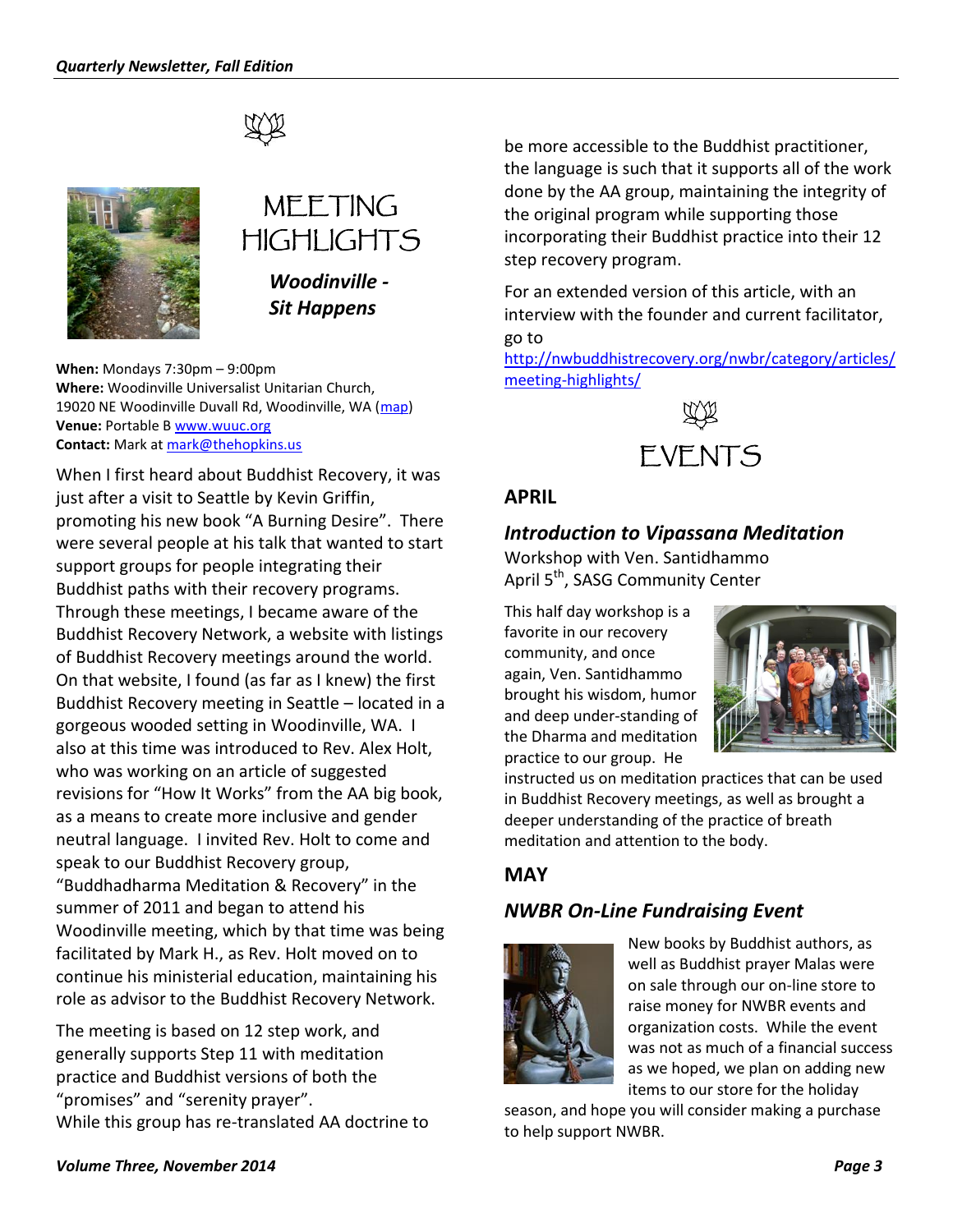# MEETING HIGHLIGHTS

***Woodinville - Sit Happens***

**When:** Mondays 7:30pm – 9:00pm
**Where:** Woodinville Universalist Unitarian Church, 19020 NE Woodinville Duvall Rd, Woodinville, WA (map)
**Venue:** Portable B www.wuuc.org
**Contact:** Mark at mark@thehopkins.us

When I first heard about Buddhist Recovery, it was just after a visit to Seattle by Kevin Griffin, promoting his new book "A Burning Desire". There were several people at his talk that wanted to start support groups for people integrating their Buddhist paths with their recovery programs. Through these meetings, I became aware of the Buddhist Recovery Network, a website with listings of Buddhist Recovery meetings around the world. On that website, I found (as far as I knew) the first Buddhist Recovery meeting in Seattle – located in a gorgeous wooded setting in Woodinville, WA. I also at this time was introduced to Rev. Alex Holt, who was working on an article of suggested revisions for "How It Works" from the AA big book, as a means to create more inclusive and gender neutral language. I invited Rev. Holt to come and speak to our Buddhist Recovery group, "Buddhadharma Meditation & Recovery" in the summer of 2011 and began to attend his Woodinville meeting, which by that time was being facilitated by Mark H., as Rev. Holt moved on to continue his ministerial education, maintaining his role as advisor to the Buddhist Recovery Network.

The meeting is based on 12 step work, and generally supports Step 11 with meditation practice and Buddhist versions of both the "promises" and "serenity prayer".
While this group has re-translated AA doctrine to be more accessible to the Buddhist practitioner, the language is such that it supports all of the work done by the AA group, maintaining the integrity of the original program while supporting those incorporating their Buddhist practice into their 12 step recovery program.

For an extended version of this article, with an interview with the founder and current facilitator, go to http://nwbuddhistrecovery.org/nwbr/category/articles/meeting-highlights/

# EVENTS

## APRIL

### *Introduction to Vipassana Meditation*

Workshop with Ven. Santidhammo
April 5th, SASG Community Center

This half day workshop is a favorite in our recovery community, and once again, Ven. Santidhammo brought his wisdom, humor and deep under-standing of the Dharma and meditation practice to our group. He instructed us on meditation practices that can be used in Buddhist Recovery meetings, as well as brought a deeper understanding of the practice of breath meditation and attention to the body.

## MAY

### *NWBR On-Line Fundraising Event*

New books by Buddhist authors, as well as Buddhist prayer Malas were on sale through our on-line store to raise money for NWBR events and organization costs. While the event was not as much of a financial success as we hoped, we plan on adding new items to our store for the holiday season, and hope you will consider making a purchase to help support NWBR.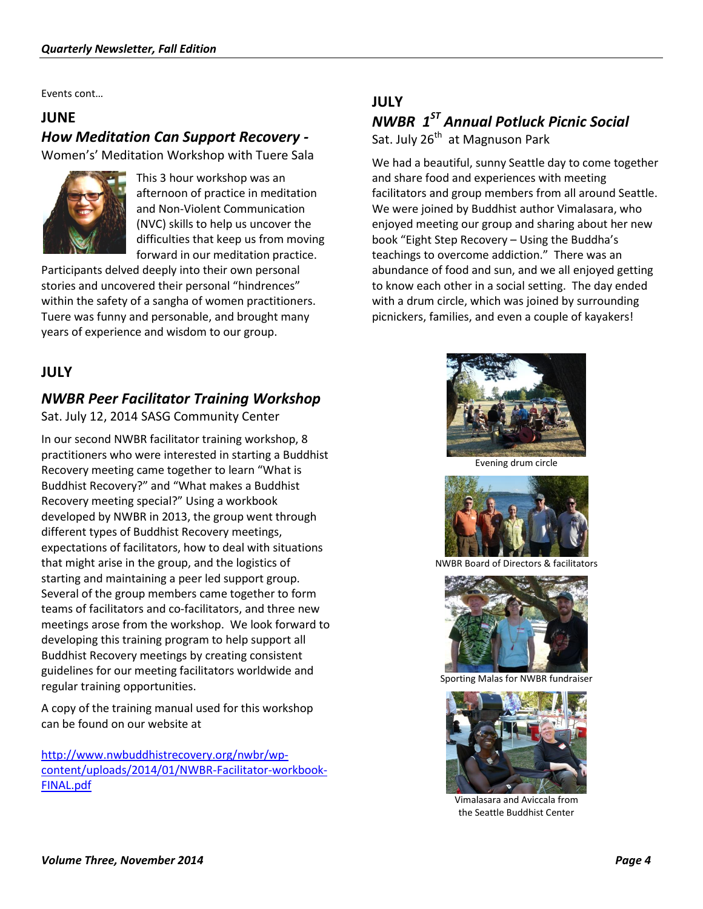Events cont…

## JUNE

### *How Meditation Can Support Recovery -*

Women's' Meditation Workshop with Tuere Sala

This 3 hour workshop was an afternoon of practice in meditation and Non-Violent Communication (NVC) skills to help us uncover the difficulties that keep us from moving forward in our meditation practice. Participants delved deeply into their own personal stories and uncovered their personal "hindrences" within the safety of a sangha of women practitioners. Tuere was funny and personable, and brought many years of experience and wisdom to our group.

## JULY

### *NWBR Peer Facilitator Training Workshop*

Sat. July 12, 2014 SASG Community Center

In our second NWBR facilitator training workshop, 8 practitioners who were interested in starting a Buddhist Recovery meeting came together to learn "What is Buddhist Recovery?" and "What makes a Buddhist Recovery meeting special?" Using a workbook developed by NWBR in 2013, the group went through different types of Buddhist Recovery meetings, expectations of facilitators, how to deal with situations that might arise in the group, and the logistics of starting and maintaining a peer led support group. Several of the group members came together to form teams of facilitators and co-facilitators, and three new meetings arose from the workshop. We look forward to developing this training program to help support all Buddhist Recovery meetings by creating consistent guidelines for our meeting facilitators worldwide and regular training opportunities.

A copy of the training manual used for this workshop can be found on our website at

http://www.nwbuddhistrecovery.org/nwbr/wp-content/uploads/2014/01/NWBR-Facilitator-workbook-FINAL.pdf

## JULY

### *NWBR 1ST Annual Potluck Picnic Social*

Sat. July 26th at Magnuson Park

We had a beautiful, sunny Seattle day to come together and share food and experiences with meeting facilitators and group members from all around Seattle. We were joined by Buddhist author Vimalasara, who enjoyed meeting our group and sharing about her new book "Eight Step Recovery – Using the Buddha's teachings to overcome addiction." There was an abundance of food and sun, and we all enjoyed getting to know each other in a social setting. The day ended with a drum circle, which was joined by surrounding picnickers, families, and even a couple of kayakers!

Evening drum circle

NWBR Board of Directors & facilitators

Sporting Malas for NWBR fundraiser

Vimalasara and Aviccala from the Seattle Buddhist Center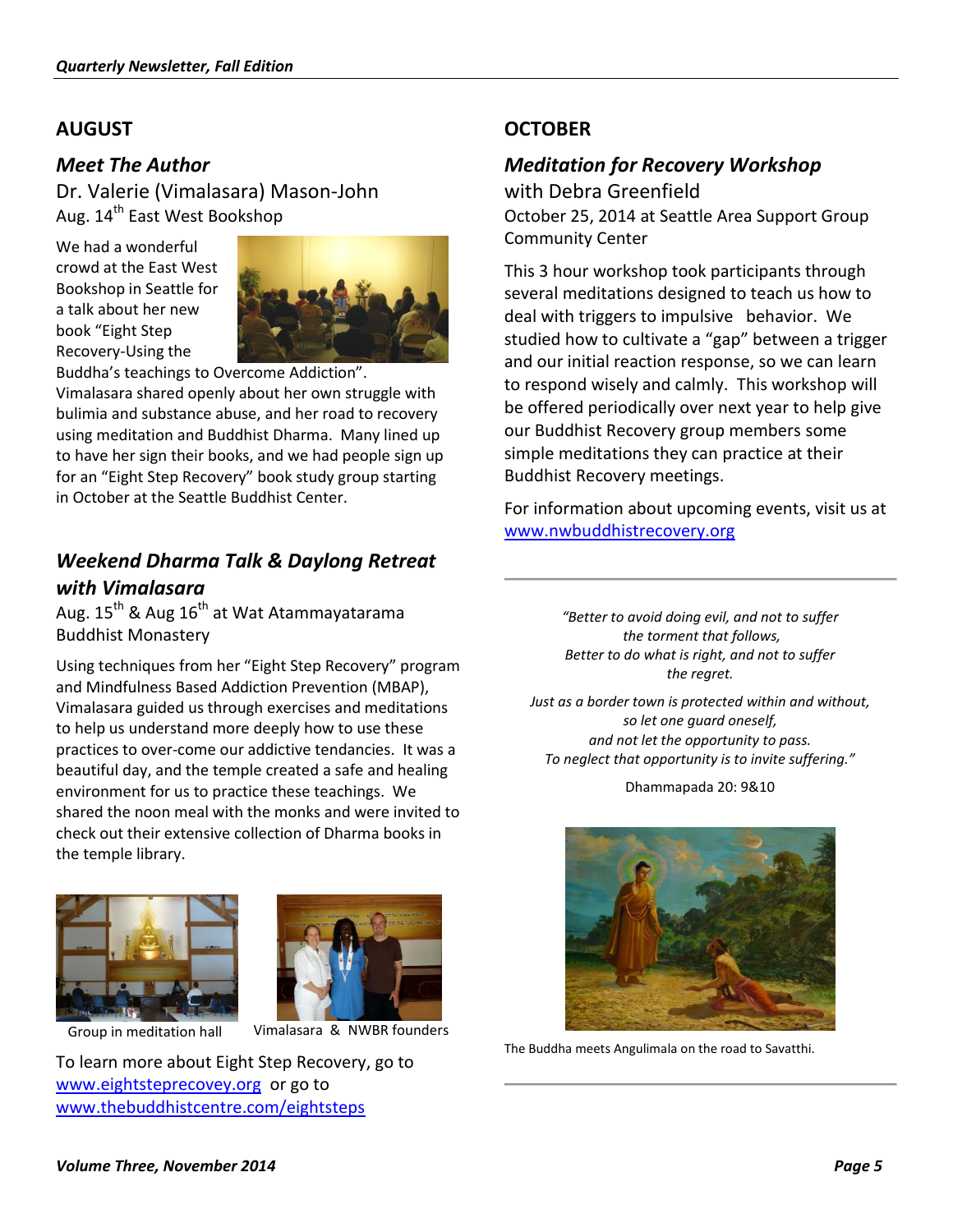## AUGUST

### *Meet The Author*

Dr. Valerie (Vimalasara) Mason-John
Aug. 14th East West Bookshop

We had a wonderful crowd at the East West Bookshop in Seattle for a talk about her new book "Eight Step Recovery-Using the Buddha's teachings to Overcome Addiction". Vimalasara shared openly about her own struggle with bulimia and substance abuse, and her road to recovery using meditation and Buddhist Dharma. Many lined up to have her sign their books, and we had people sign up for an "Eight Step Recovery" book study group starting in October at the Seattle Buddhist Center.

### *Weekend Dharma Talk & Daylong Retreat with Vimalasara*

Aug. 15th & Aug 16th at Wat Atammayatarama Buddhist Monastery

Using techniques from her "Eight Step Recovery" program and Mindfulness Based Addiction Prevention (MBAP), Vimalasara guided us through exercises and meditations to help us understand more deeply how to use these practices to over-come our addictive tendencies. It was a beautiful day, and the temple created a safe and healing environment for us to practice these teachings. We shared the noon meal with the monks and were invited to check out their extensive collection of Dharma books in the temple library.

Group in meditation hall

Vimalasara & NWBR founders

To learn more about Eight Step Recovery, go to www.eightsteprecovey.org or go to www.thebuddhistcentre.com/eightsteps

## OCTOBER

### *Meditation for Recovery Workshop*

with Debra Greenfield
October 25, 2014 at Seattle Area Support Group Community Center

This 3 hour workshop took participants through several meditations designed to teach us how to deal with triggers to impulsive behavior. We studied how to cultivate a "gap" between a trigger and our initial reaction response, so we can learn to respond wisely and calmly. This workshop will be offered periodically over next year to help give our Buddhist Recovery group members some simple meditations they can practice at their Buddhist Recovery meetings.

For information about upcoming events, visit us at www.nwbuddhistrecovery.org

---

*"Better to avoid doing evil, and not to suffer*
*the torment that follows,*
*Better to do what is right, and not to suffer*
*the regret.*

*Just as a border town is protected within and without,*
*so let one guard oneself,*
*and not let the opportunity to pass.*
*To neglect that opportunity is to invite suffering."*

Dhammapada 20: 9&10

The Buddha meets Angulimala on the road to Savatthi.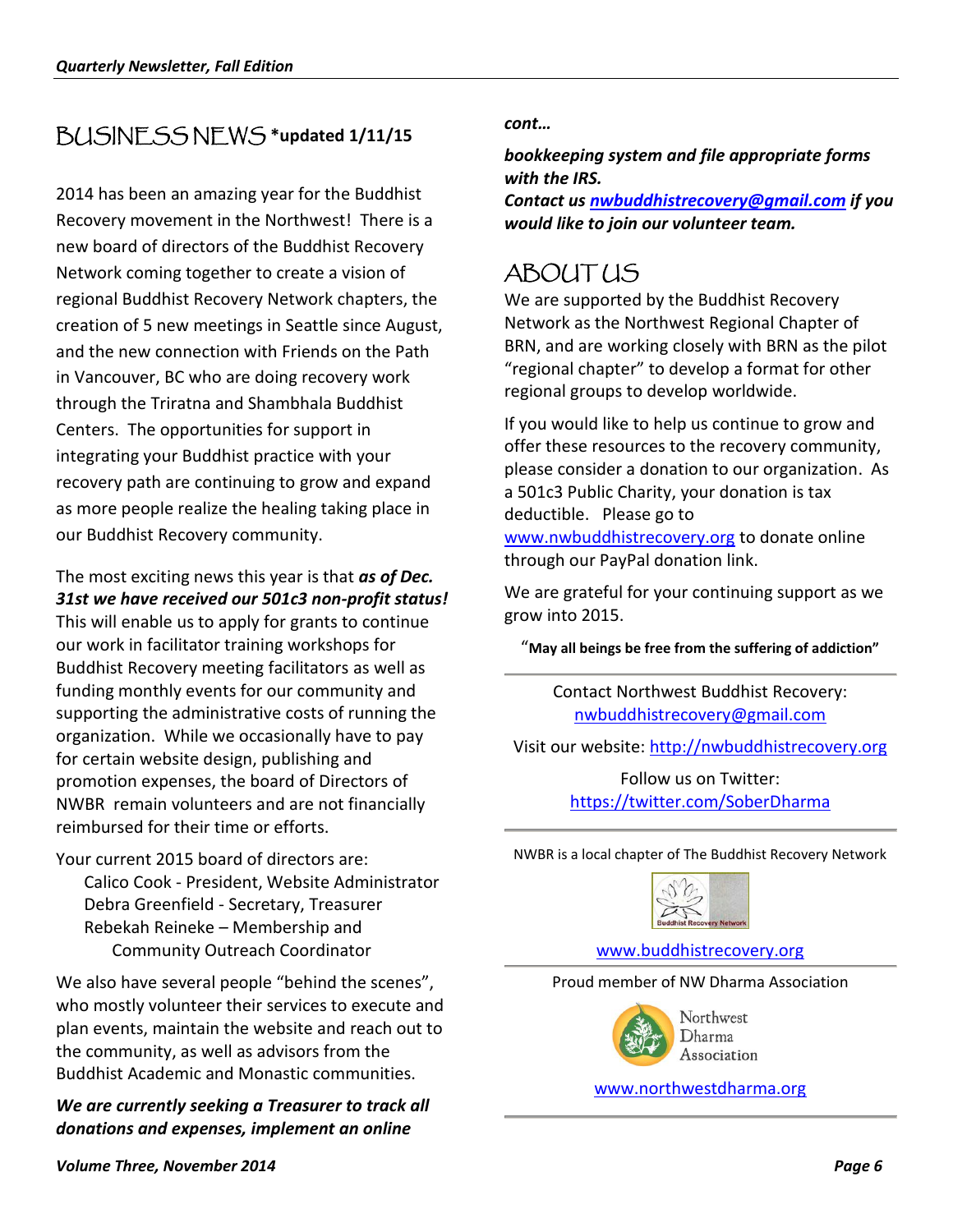## BUSINESS NEWS *updated 1/11/15

2014 has been an amazing year for the Buddhist Recovery movement in the Northwest! There is a new board of directors of the Buddhist Recovery Network coming together to create a vision of regional Buddhist Recovery Network chapters, the creation of 5 new meetings in Seattle since August, and the new connection with Friends on the Path in Vancouver, BC who are doing recovery work through the Triratna and Shambhala Buddhist Centers. The opportunities for support in integrating your Buddhist practice with your recovery path are continuing to grow and expand as more people realize the healing taking place in our Buddhist Recovery community.

The most exciting news this year is that ***as of Dec. 31st we have received our 501c3 non-profit status!*** This will enable us to apply for grants to continue our work in facilitator training workshops for Buddhist Recovery meeting facilitators as well as funding monthly events for our community and supporting the administrative costs of running the organization. While we occasionally have to pay for certain website design, publishing and promotion expenses, the board of Directors of NWBR remain volunteers and are not financially reimbursed for their time or efforts.

Your current 2015 board of directors are:

- Calico Cook - President, Website Administrator
- Debra Greenfield - Secretary, Treasurer
- Rebekah Reineke – Membership and Community Outreach Coordinator

We also have several people "behind the scenes", who mostly volunteer their services to execute and plan events, maintain the website and reach out to the community, as well as advisors from the Buddhist Academic and Monastic communities.

***We are currently seeking a Treasurer to track all donations and expenses, implement an online bookkeeping system and file appropriate forms with the IRS.***

***Contact us nwbuddhistrecovery@gmail.com if you would like to join our volunteer team.***

## ABOUT US

We are supported by the Buddhist Recovery Network as the Northwest Regional Chapter of BRN, and are working closely with BRN as the pilot "regional chapter" to develop a format for other regional groups to develop worldwide.

If you would like to help us continue to grow and offer these resources to the recovery community, please consider a donation to our organization. As a 501c3 Public Charity, your donation is tax deductible. Please go to www.nwbuddhistrecovery.org to donate online through our PayPal donation link.

We are grateful for your continuing support as we grow into 2015.

"**May all beings be free from the suffering of addiction**"

---

Contact Northwest Buddhist Recovery: nwbuddhistrecovery@gmail.com

Visit our website: http://nwbuddhistrecovery.org

Follow us on Twitter: https://twitter.com/SoberDharma

---

NWBR is a local chapter of The Buddhist Recovery Network

Buddhist Recovery Network

www.buddhistrecovery.org

---

Proud member of NW Dharma Association

Northwest Dharma Association

www.northwestdharma.org